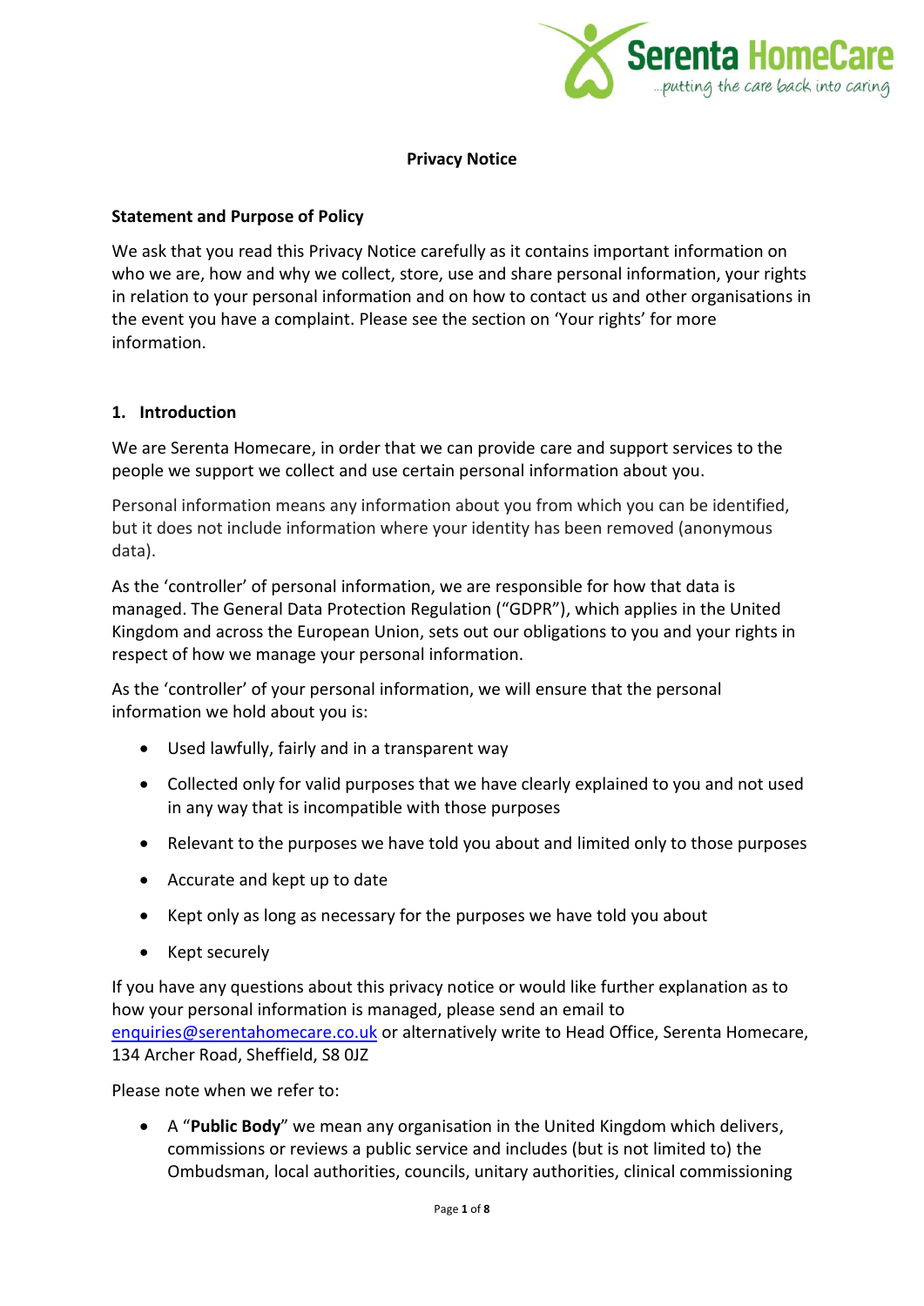Serenta HomeCare ...putting the care back into caring

# Privacy Notice

## Statement and Purpose of Policy

We ask that you read this Privacy Notice carefully as it contains important information on who we are, how and why we collect, store, use and share personal information, your rights in relation to your personal information and on how to contact us and other organisations in the event you have a complaint. Please see the section on 'Your rights' for more information.

## 1. Introduction

We are Serenta Homecare, in order that we can provide care and support services to the people we support we collect and use certain personal information about you.

Personal information means any information about you from which you can be identified, but it does not include information where your identity has been removed (anonymous data).

As the 'controller' of personal information, we are responsible for how that data is managed. The General Data Protection Regulation ("GDPR"), which applies in the United Kingdom and across the European Union, sets out our obligations to you and your rights in respect of how we manage your personal information.

As the 'controller' of your personal information, we will ensure that the personal information we hold about you is:

- Used lawfully, fairly and in a transparent way
- Collected only for valid purposes that we have clearly explained to you and not used in any way that is incompatible with those purposes
- Relevant to the purposes we have told you about and limited only to those purposes
- Accurate and kept up to date
- Kept only as long as necessary for the purposes we have told you about
- Kept securely

If you have any questions about this privacy notice or would like further explanation as to how your personal information is managed, please send an email to enquiries@serentahomecare.co.uk or alternatively write to Head Office, Serenta Homecare, 134 Archer Road, Sheffield, S8 0JZ

Please note when we refer to:

- A "**Public Body**" we mean any organisation in the United Kingdom which delivers, commissions or reviews a public service and includes (but is not limited to) the Ombudsman, local authorities, councils, unitary authorities, clinical commissioning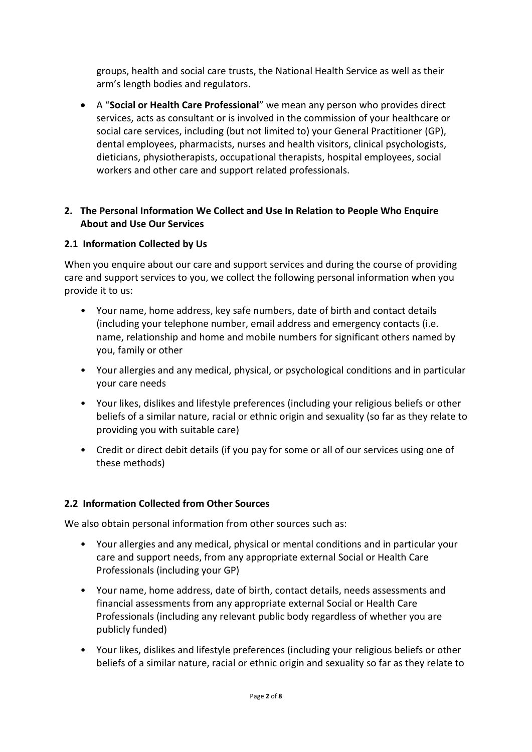groups, health and social care trusts, the National Health Service as well as their arm's length bodies and regulators.

- A "**Social or Health Care Professional**" we mean any person who provides direct services, acts as consultant or is involved in the commission of your healthcare or social care services, including (but not limited to) your General Practitioner (GP), dental employees, pharmacists, nurses and health visitors, clinical psychologists, dieticians, physiotherapists, occupational therapists, hospital employees, social workers and other care and support related professionals.

## 2. The Personal Information We Collect and Use In Relation to People Who Enquire About and Use Our Services

### 2.1 Information Collected by Us

When you enquire about our care and support services and during the course of providing care and support services to you, we collect the following personal information when you provide it to us:

- Your name, home address, key safe numbers, date of birth and contact details (including your telephone number, email address and emergency contacts (i.e. name, relationship and home and mobile numbers for significant others named by you, family or other
- Your allergies and any medical, physical, or psychological conditions and in particular your care needs
- Your likes, dislikes and lifestyle preferences (including your religious beliefs or other beliefs of a similar nature, racial or ethnic origin and sexuality (so far as they relate to providing you with suitable care)
- Credit or direct debit details (if you pay for some or all of our services using one of these methods)

### 2.2 Information Collected from Other Sources

We also obtain personal information from other sources such as:

- Your allergies and any medical, physical or mental conditions and in particular your care and support needs, from any appropriate external Social or Health Care Professionals (including your GP)
- Your name, home address, date of birth, contact details, needs assessments and financial assessments from any appropriate external Social or Health Care Professionals (including any relevant public body regardless of whether you are publicly funded)
- Your likes, dislikes and lifestyle preferences (including your religious beliefs or other beliefs of a similar nature, racial or ethnic origin and sexuality so far as they relate to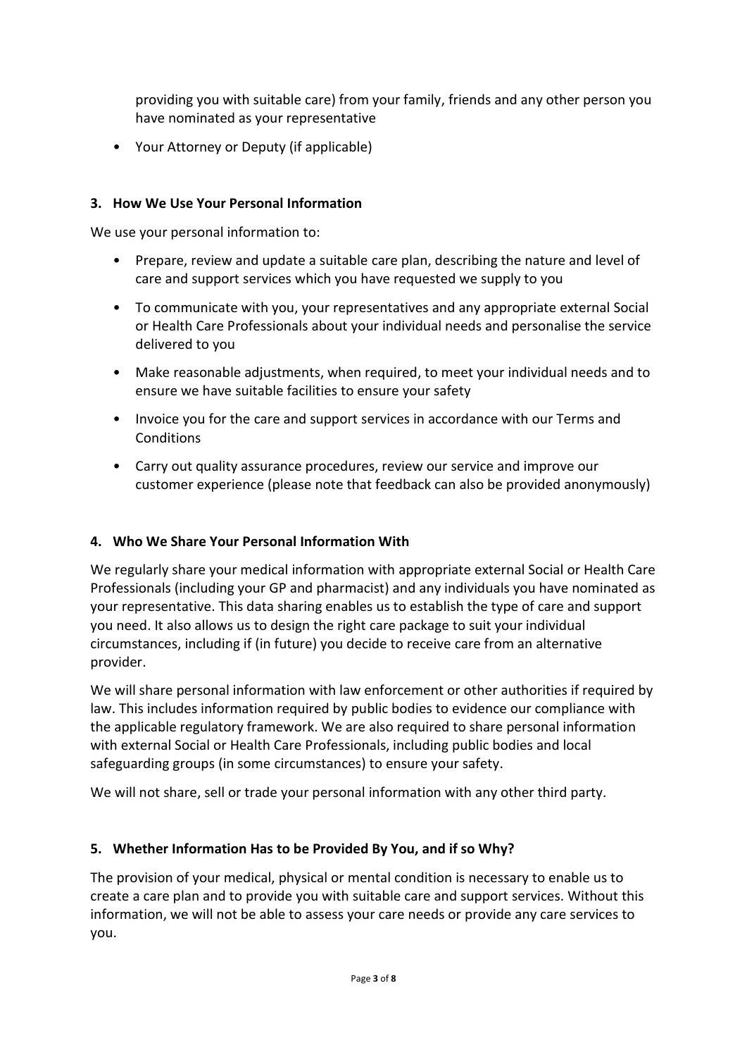providing you with suitable care) from your family, friends and any other person you have nominated as your representative

- Your Attorney or Deputy (if applicable)

### 3. How We Use Your Personal Information

We use your personal information to:

- Prepare, review and update a suitable care plan, describing the nature and level of care and support services which you have requested we supply to you
- To communicate with you, your representatives and any appropriate external Social or Health Care Professionals about your individual needs and personalise the service delivered to you
- Make reasonable adjustments, when required, to meet your individual needs and to ensure we have suitable facilities to ensure your safety
- Invoice you for the care and support services in accordance with our Terms and Conditions
- Carry out quality assurance procedures, review our service and improve our customer experience (please note that feedback can also be provided anonymously)

### 4. Who We Share Your Personal Information With

We regularly share your medical information with appropriate external Social or Health Care Professionals (including your GP and pharmacist) and any individuals you have nominated as your representative. This data sharing enables us to establish the type of care and support you need. It also allows us to design the right care package to suit your individual circumstances, including if (in future) you decide to receive care from an alternative provider.

We will share personal information with law enforcement or other authorities if required by law. This includes information required by public bodies to evidence our compliance with the applicable regulatory framework. We are also required to share personal information with external Social or Health Care Professionals, including public bodies and local safeguarding groups (in some circumstances) to ensure your safety.

We will not share, sell or trade your personal information with any other third party.

### 5. Whether Information Has to be Provided By You, and if so Why?

The provision of your medical, physical or mental condition is necessary to enable us to create a care plan and to provide you with suitable care and support services. Without this information, we will not be able to assess your care needs or provide any care services to you.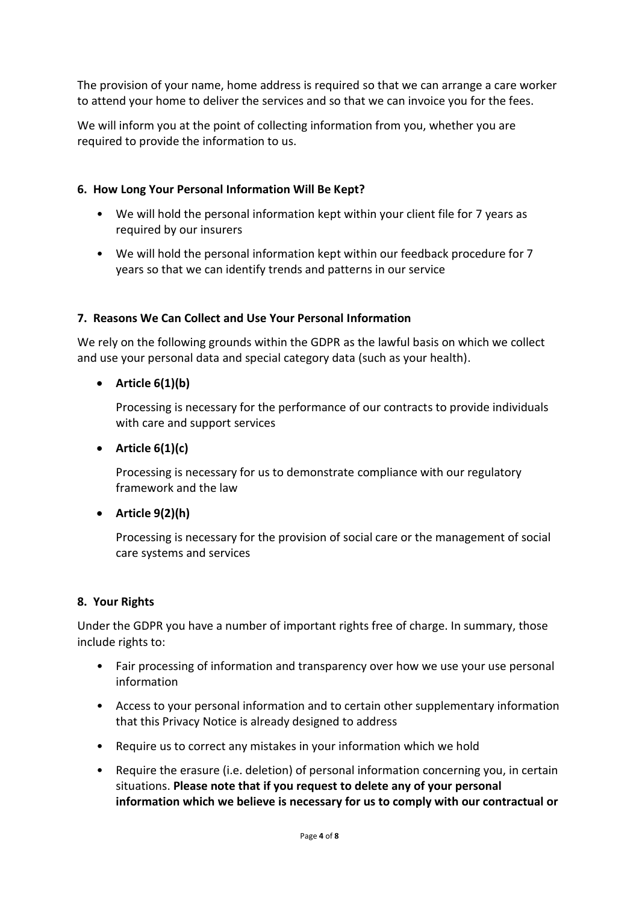The provision of your name, home address is required so that we can arrange a care worker to attend your home to deliver the services and so that we can invoice you for the fees.

We will inform you at the point of collecting information from you, whether you are required to provide the information to us.

## 6. How Long Your Personal Information Will Be Kept?

- We will hold the personal information kept within your client file for 7 years as required by our insurers
- We will hold the personal information kept within our feedback procedure for 7 years so that we can identify trends and patterns in our service

## 7. Reasons We Can Collect and Use Your Personal Information

We rely on the following grounds within the GDPR as the lawful basis on which we collect and use your personal data and special category data (such as your health).

- **Article 6(1)(b)**

  Processing is necessary for the performance of our contracts to provide individuals with care and support services

- **Article 6(1)(c)**

  Processing is necessary for us to demonstrate compliance with our regulatory framework and the law

- **Article 9(2)(h)**

  Processing is necessary for the provision of social care or the management of social care systems and services

## 8. Your Rights

Under the GDPR you have a number of important rights free of charge. In summary, those include rights to:

- Fair processing of information and transparency over how we use your use personal information
- Access to your personal information and to certain other supplementary information that this Privacy Notice is already designed to address
- Require us to correct any mistakes in your information which we hold
- Require the erasure (i.e. deletion) of personal information concerning you, in certain situations. **Please note that if you request to delete any of your personal information which we believe is necessary for us to comply with our contractual or**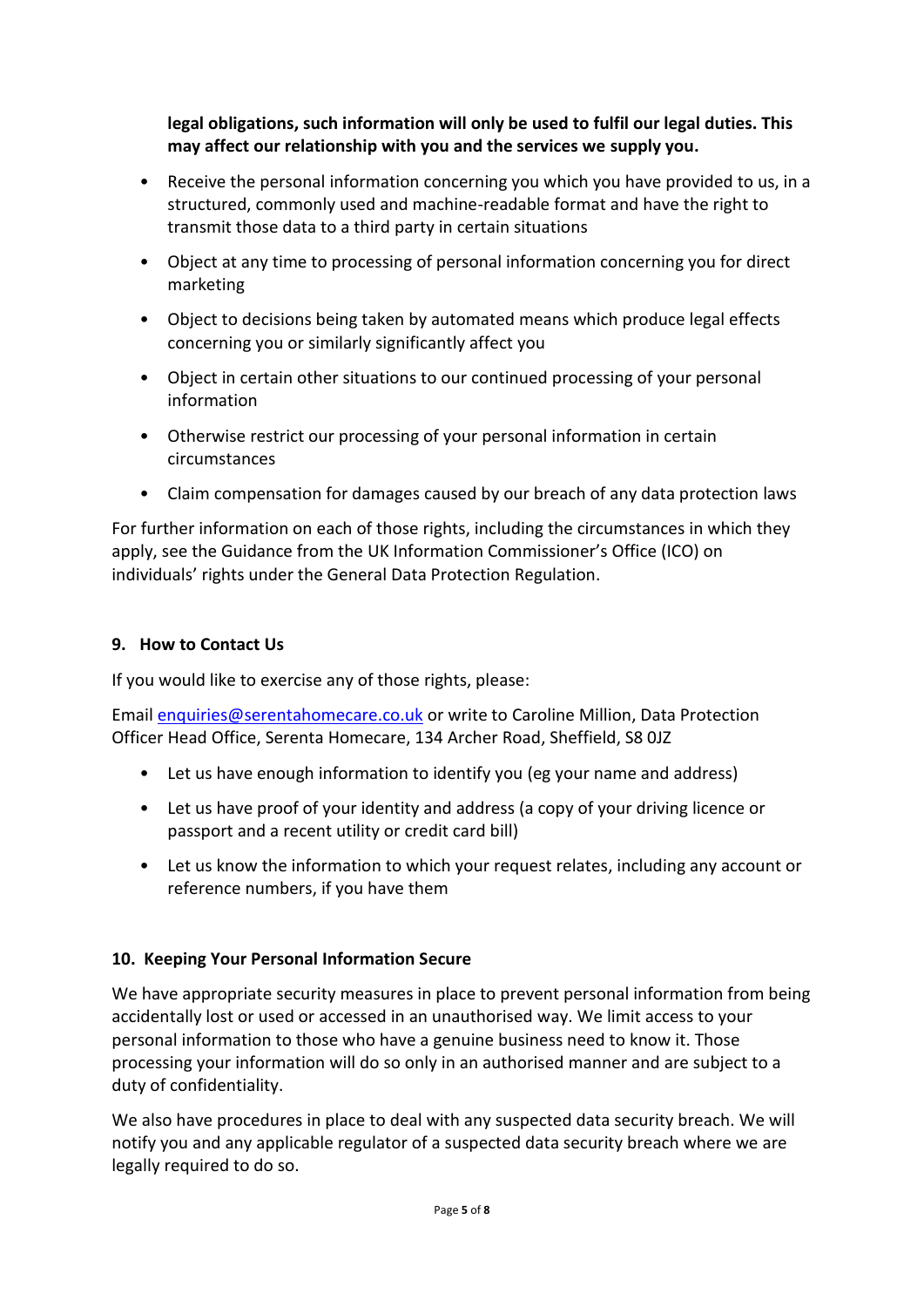**legal obligations, such information will only be used to fulfil our legal duties. This may affect our relationship with you and the services we supply you.**

- Receive the personal information concerning you which you have provided to us, in a structured, commonly used and machine-readable format and have the right to transmit those data to a third party in certain situations
- Object at any time to processing of personal information concerning you for direct marketing
- Object to decisions being taken by automated means which produce legal effects concerning you or similarly significantly affect you
- Object in certain other situations to our continued processing of your personal information
- Otherwise restrict our processing of your personal information in certain circumstances
- Claim compensation for damages caused by our breach of any data protection laws

For further information on each of those rights, including the circumstances in which they apply, see the Guidance from the UK Information Commissioner's Office (ICO) on individuals' rights under the General Data Protection Regulation.

## 9. How to Contact Us

If you would like to exercise any of those rights, please:

Email enquiries@serentahomecare.co.uk or write to Caroline Million, Data Protection Officer Head Office, Serenta Homecare, 134 Archer Road, Sheffield, S8 0JZ

- Let us have enough information to identify you (eg your name and address)
- Let us have proof of your identity and address (a copy of your driving licence or passport and a recent utility or credit card bill)
- Let us know the information to which your request relates, including any account or reference numbers, if you have them

## 10. Keeping Your Personal Information Secure

We have appropriate security measures in place to prevent personal information from being accidentally lost or used or accessed in an unauthorised way. We limit access to your personal information to those who have a genuine business need to know it. Those processing your information will do so only in an authorised manner and are subject to a duty of confidentiality.

We also have procedures in place to deal with any suspected data security breach. We will notify you and any applicable regulator of a suspected data security breach where we are legally required to do so.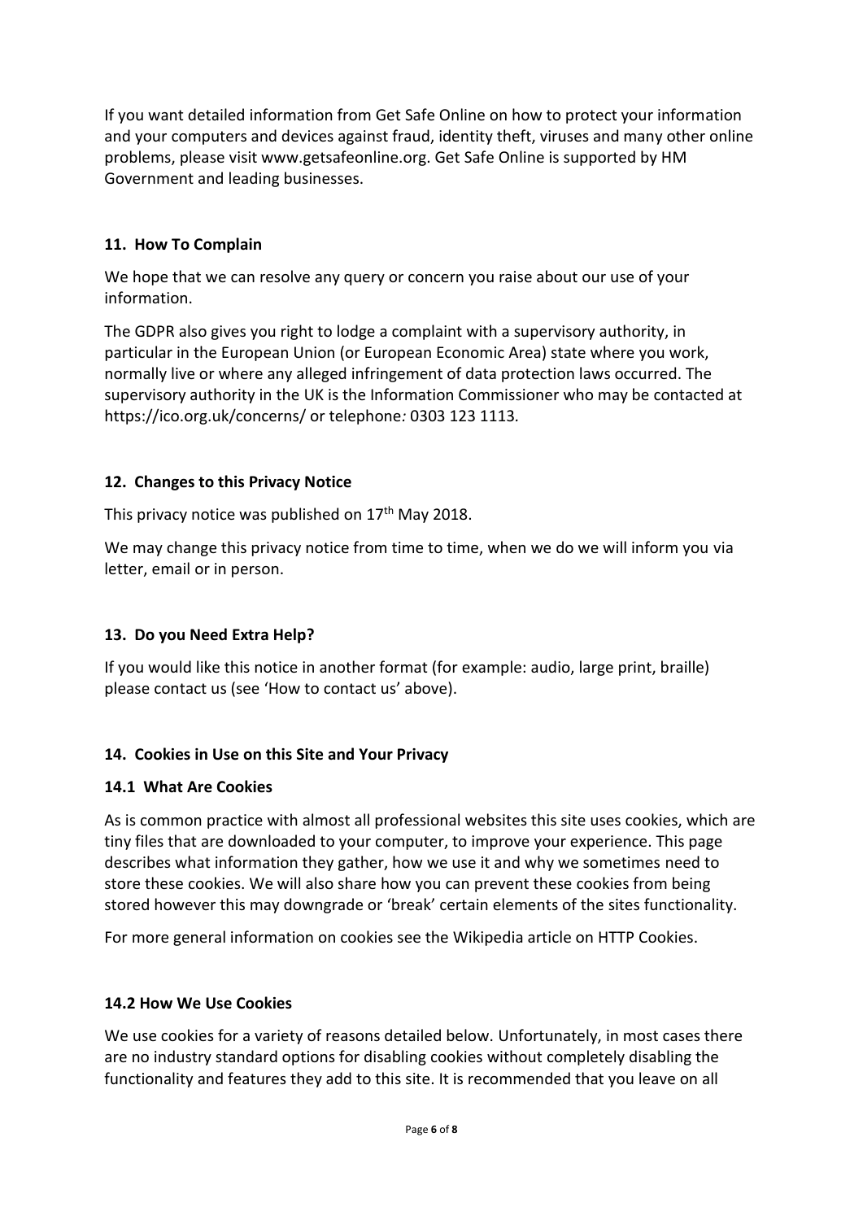If you want detailed information from Get Safe Online on how to protect your information and your computers and devices against fraud, identity theft, viruses and many other online problems, please visit www.getsafeonline.org. Get Safe Online is supported by HM Government and leading businesses.

## 11. How To Complain

We hope that we can resolve any query or concern you raise about our use of your information.

The GDPR also gives you right to lodge a complaint with a supervisory authority, in particular in the European Union (or European Economic Area) state where you work, normally live or where any alleged infringement of data protection laws occurred. The supervisory authority in the UK is the Information Commissioner who may be contacted at https://ico.org.uk/concerns/ or telephone*:* 0303 123 1113*.*

## 12. Changes to this Privacy Notice

This privacy notice was published on 17th May 2018.

We may change this privacy notice from time to time, when we do we will inform you via letter, email or in person.

## 13. Do you Need Extra Help?

If you would like this notice in another format (for example: audio, large print, braille) please contact us (see 'How to contact us' above).

## 14. Cookies in Use on this Site and Your Privacy

### 14.1 What Are Cookies

As is common practice with almost all professional websites this site uses cookies, which are tiny files that are downloaded to your computer, to improve your experience. This page describes what information they gather, how we use it and why we sometimes need to store these cookies. We will also share how you can prevent these cookies from being stored however this may downgrade or 'break' certain elements of the sites functionality.

For more general information on cookies see the Wikipedia article on HTTP Cookies.

### 14.2 How We Use Cookies

We use cookies for a variety of reasons detailed below. Unfortunately, in most cases there are no industry standard options for disabling cookies without completely disabling the functionality and features they add to this site. It is recommended that you leave on all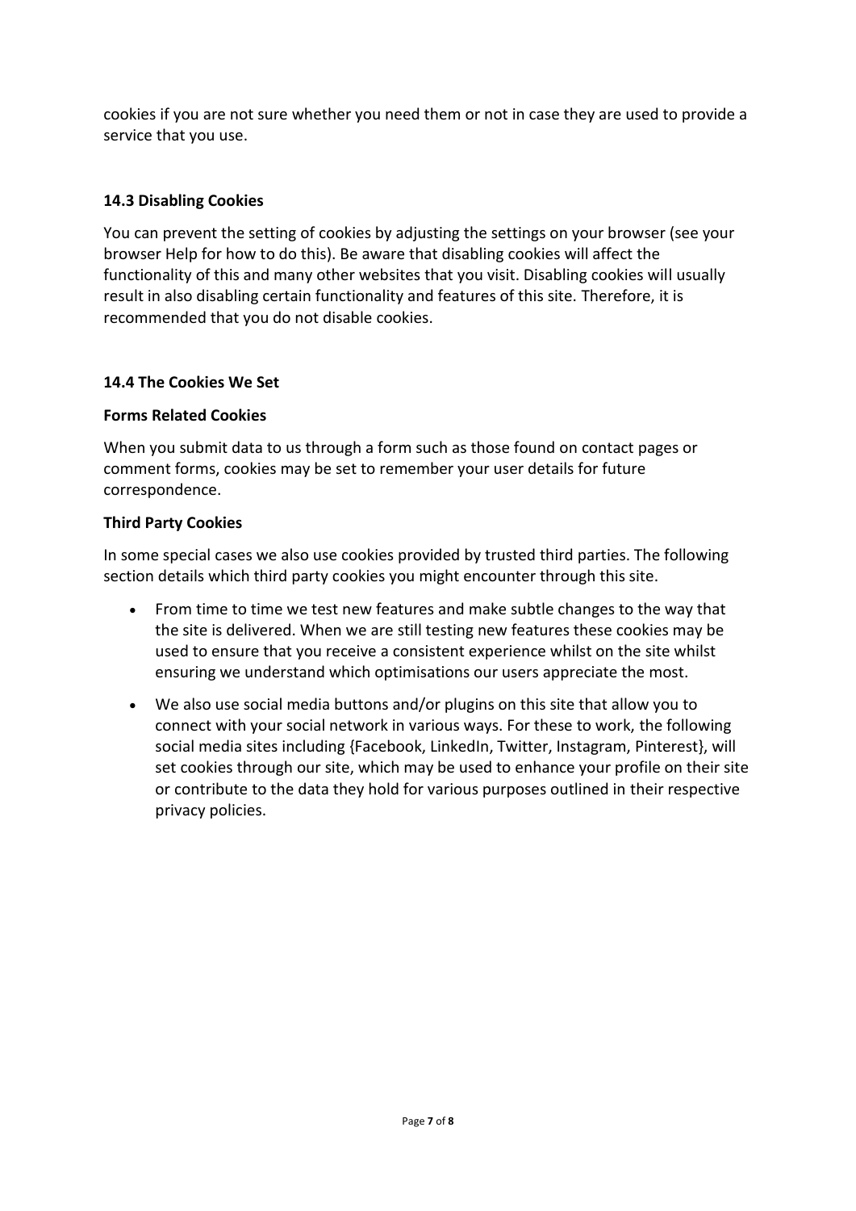cookies if you are not sure whether you need them or not in case they are used to provide a service that you use.

### 14.3 Disabling Cookies

You can prevent the setting of cookies by adjusting the settings on your browser (see your browser Help for how to do this). Be aware that disabling cookies will affect the functionality of this and many other websites that you visit. Disabling cookies will usually result in also disabling certain functionality and features of this site. Therefore, it is recommended that you do not disable cookies.

### 14.4 The Cookies We Set

**Forms Related Cookies**

When you submit data to us through a form such as those found on contact pages or comment forms, cookies may be set to remember your user details for future correspondence.

**Third Party Cookies**

In some special cases we also use cookies provided by trusted third parties. The following section details which third party cookies you might encounter through this site.

- From time to time we test new features and make subtle changes to the way that the site is delivered. When we are still testing new features these cookies may be used to ensure that you receive a consistent experience whilst on the site whilst ensuring we understand which optimisations our users appreciate the most.
- We also use social media buttons and/or plugins on this site that allow you to connect with your social network in various ways. For these to work, the following social media sites including {Facebook, LinkedIn, Twitter, Instagram, Pinterest}, will set cookies through our site, which may be used to enhance your profile on their site or contribute to the data they hold for various purposes outlined in their respective privacy policies.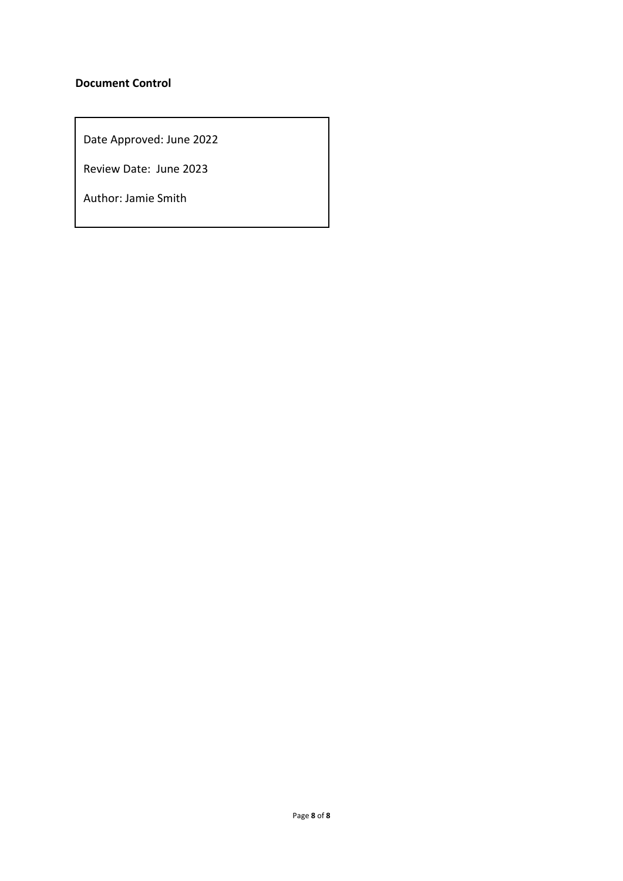**Document Control**

Date Approved: June 2022

Review Date: June 2023

Author: Jamie Smith